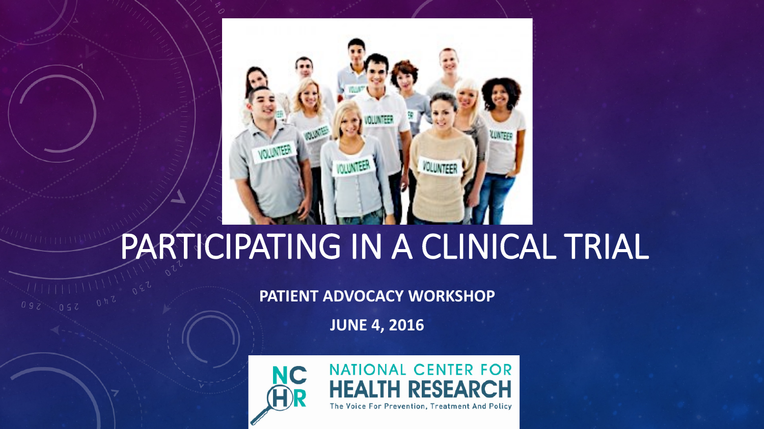# PARTICIPATING IN A CLINICAL TRIAL

**PATIENT ADVOCACY WORKSHOP**

**JUNE 4, 2016**

NATIONAL CENTER FOR HEALTH RESEARCH

The Voice For Prevention, Treatment And Policy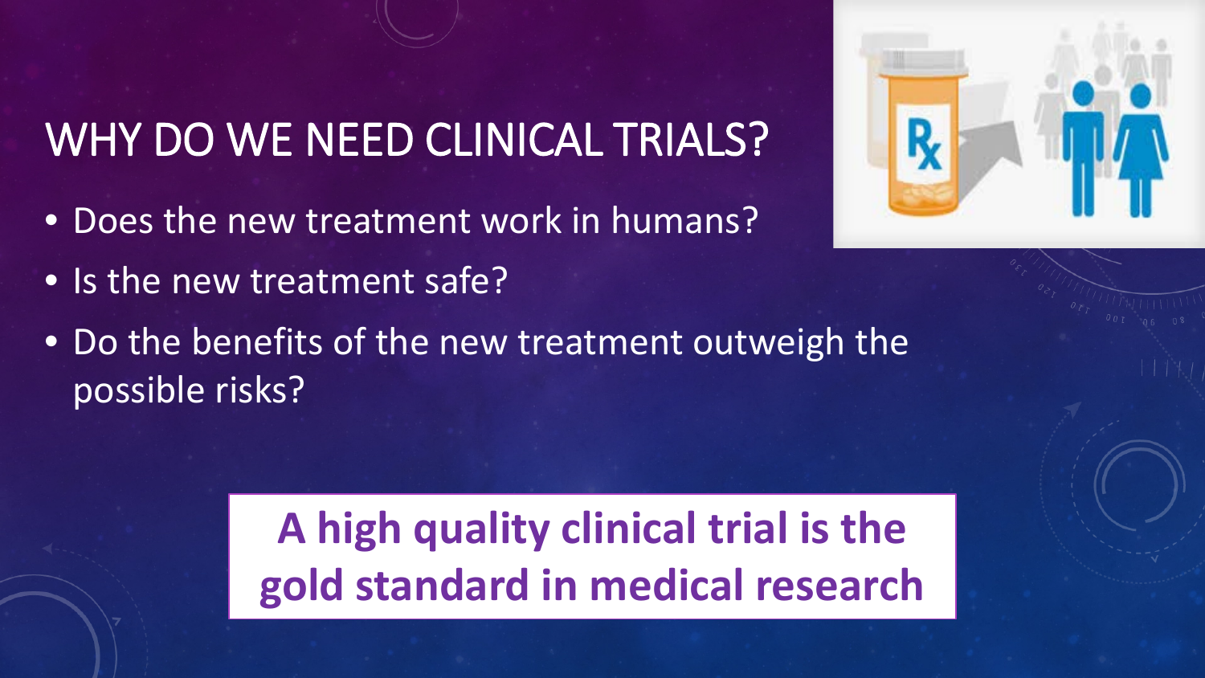# WHY DO WE NEED CLINICAL TRIALS?

- Does the new treatment work in humans?
- Is the new treatment safe?
- Do the benefits of the new treatment outweigh the possible risks?

**A high quality clinical trial is the gold standard in medical research**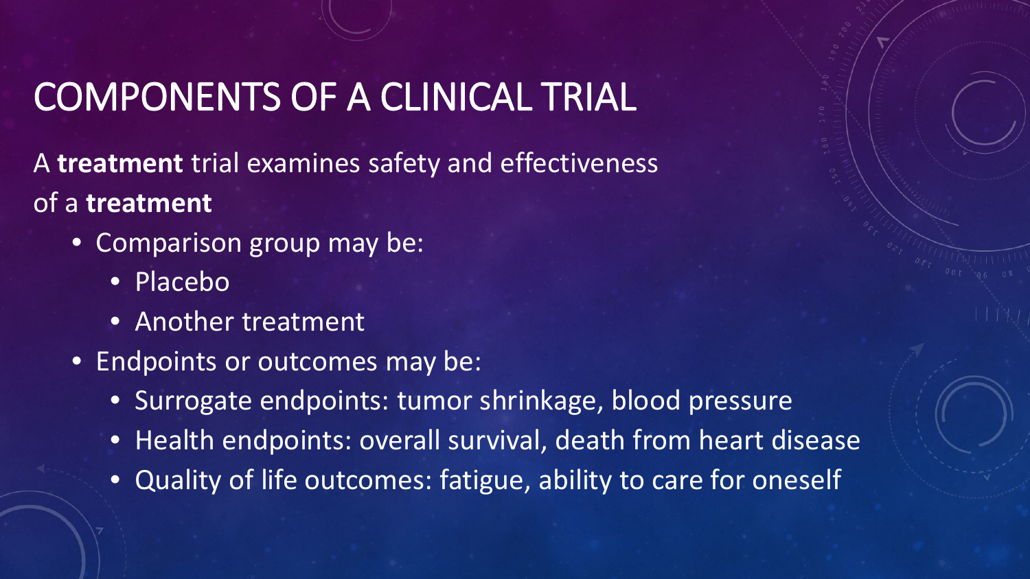# COMPONENTS OF A CLINICAL TRIAL

A **treatment** trial examines safety and effectiveness of a **treatment**

- Comparison group may be:
  - Placebo
  - Another treatment
- Endpoints or outcomes may be:
  - Surrogate endpoints: tumor shrinkage, blood pressure
  - Health endpoints: overall survival, death from heart disease
  - Quality of life outcomes: fatigue, ability to care for oneself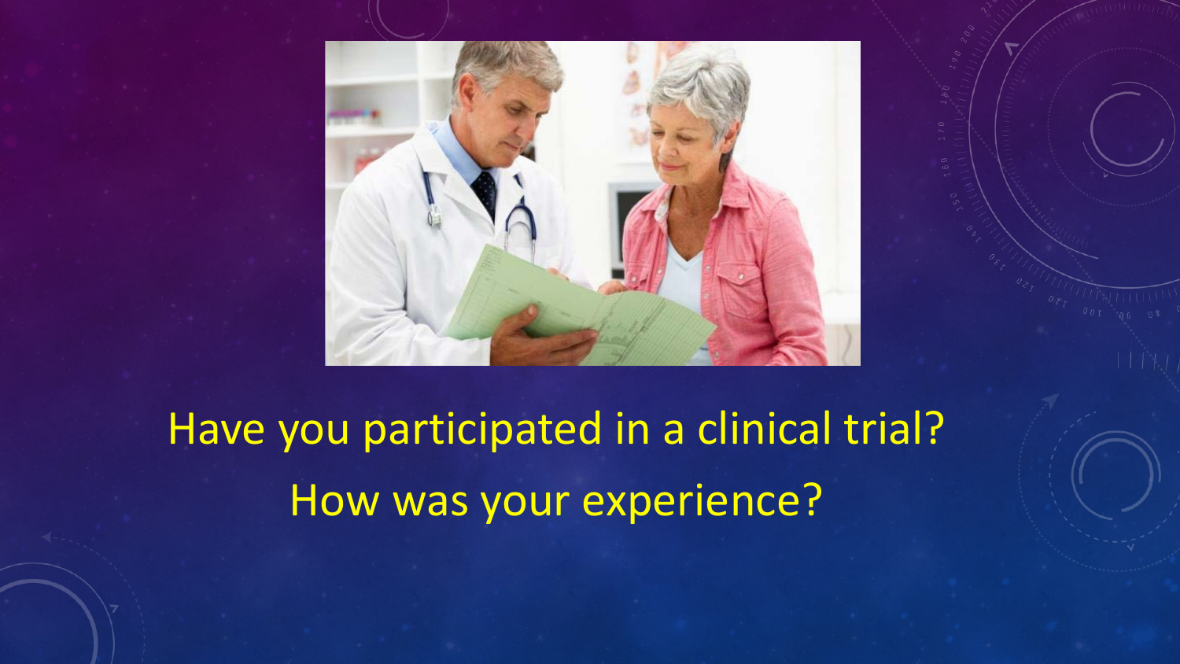Have you participated in a clinical trial?

How was your experience?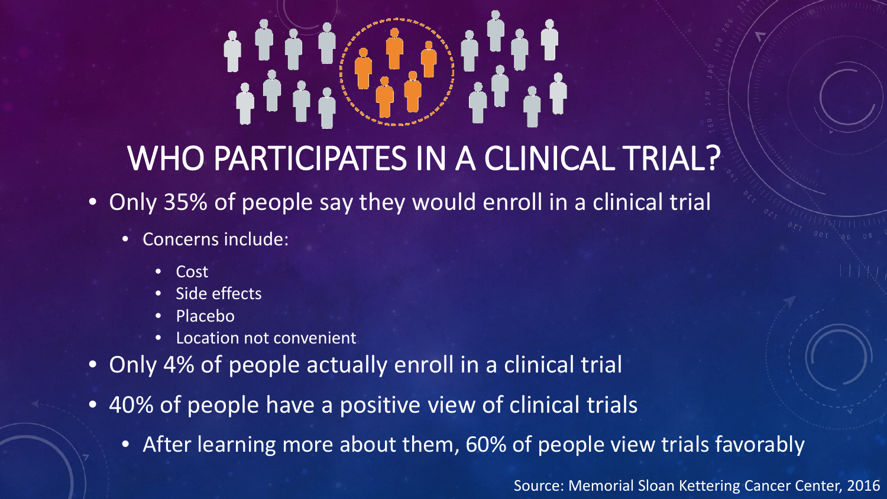# WHO PARTICIPATES IN A CLINICAL TRIAL?

- Only 35% of people say they would enroll in a clinical trial
  - Concerns include:
    - Cost
    - Side effects
    - Placebo
    - Location not convenient
- Only 4% of people actually enroll in a clinical trial
- 40% of people have a positive view of clinical trials
  - After learning more about them, 60% of people view trials favorably

Source: Memorial Sloan Kettering Cancer Center, 2016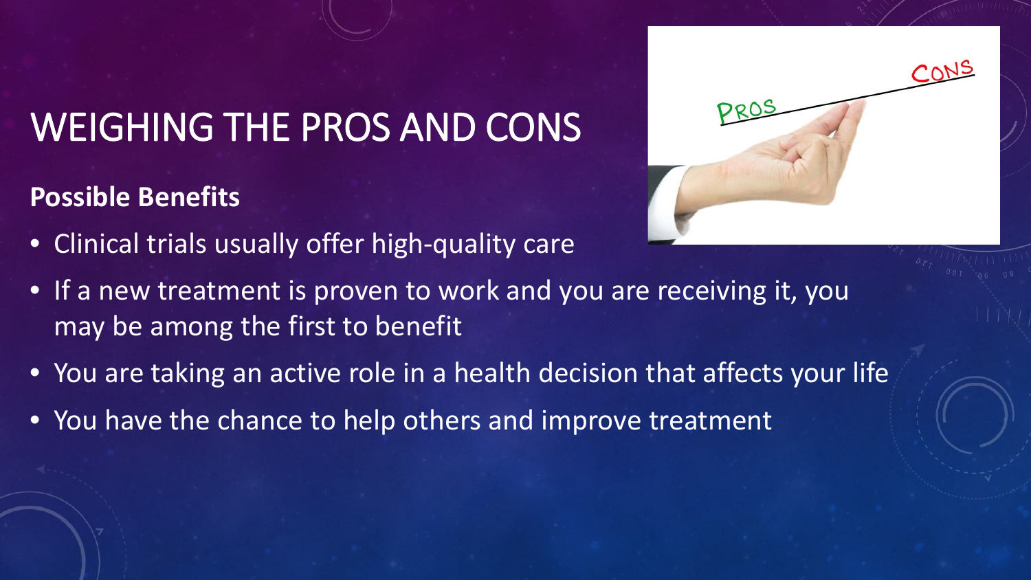# WEIGHING THE PROS AND CONS

**Possible Benefits**

- Clinical trials usually offer high-quality care
- If a new treatment is proven to work and you are receiving it, you may be among the first to benefit
- You are taking an active role in a health decision that affects your life
- You have the chance to help others and improve treatment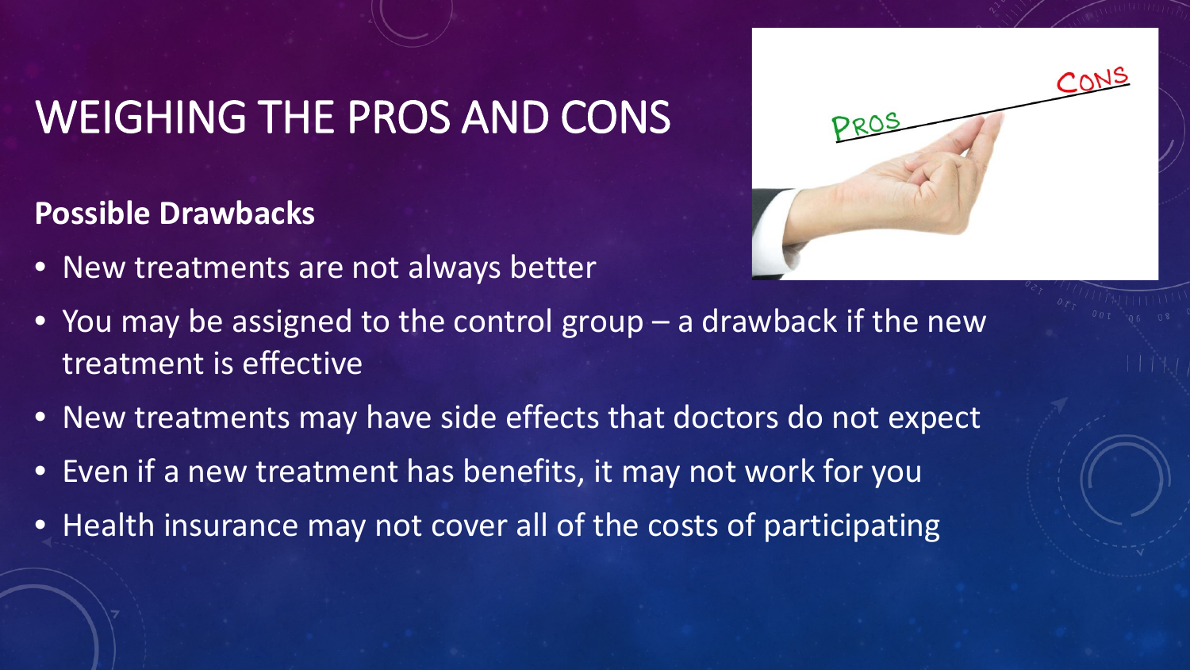# WEIGHING THE PROS AND CONS

**Possible Drawbacks**

- New treatments are not always better
- You may be assigned to the control group – a drawback if the new treatment is effective
- New treatments may have side effects that doctors do not expect
- Even if a new treatment has benefits, it may not work for you
- Health insurance may not cover all of the costs of participating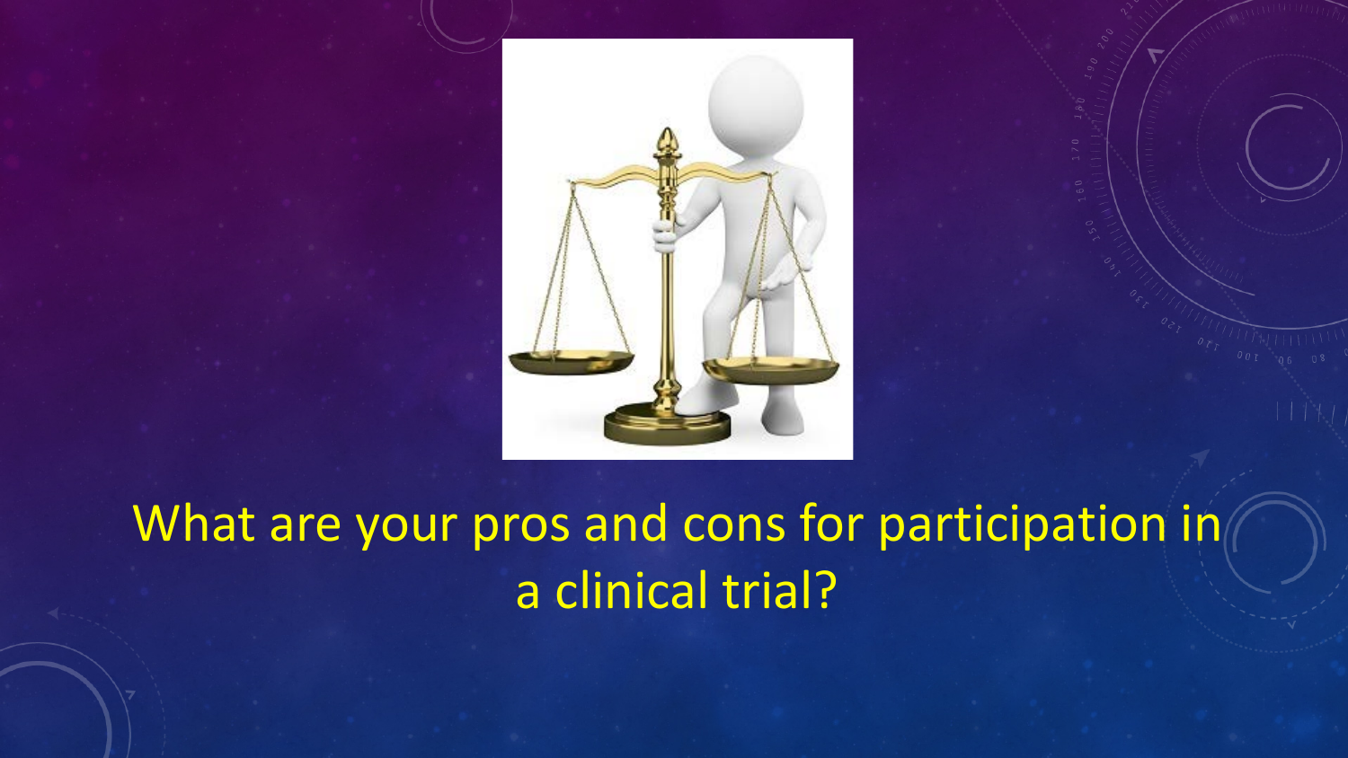What are your pros and cons for participation in a clinical trial?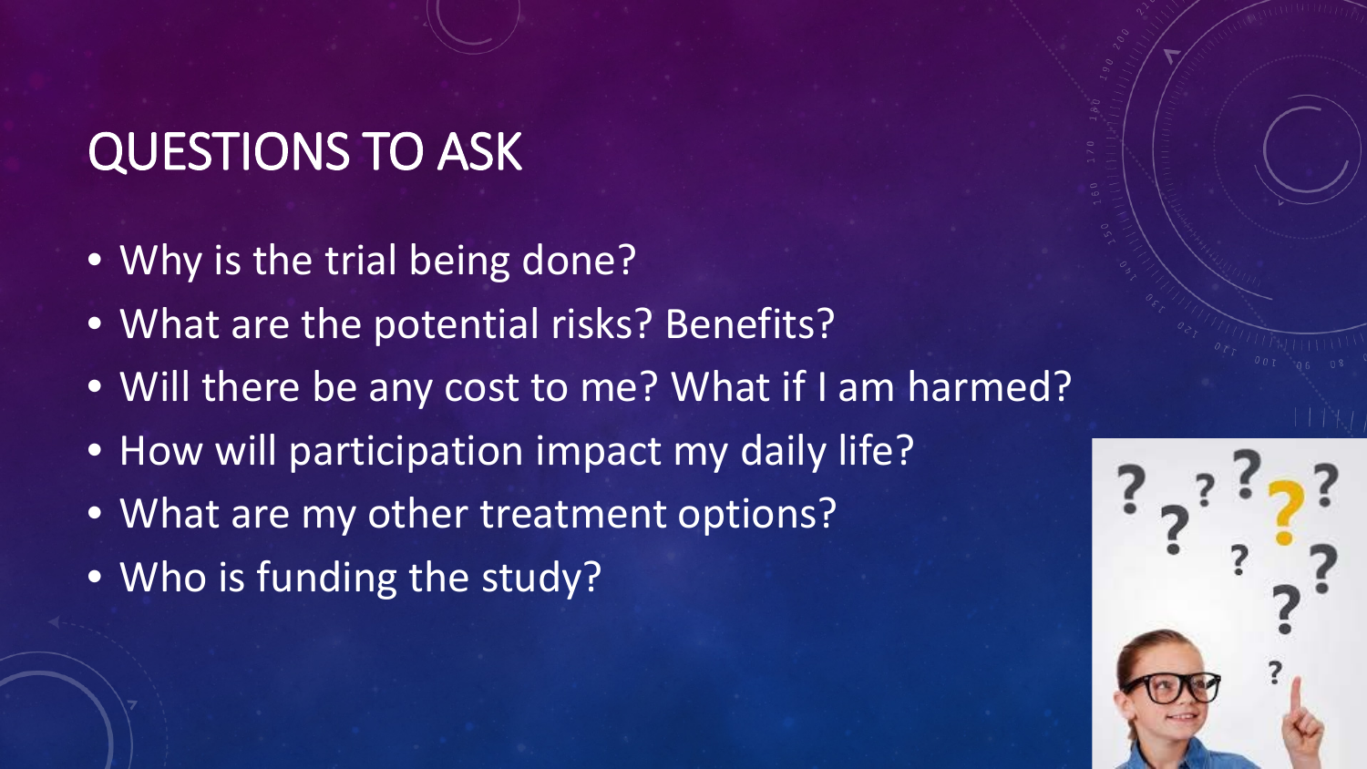# QUESTIONS TO ASK

- Why is the trial being done?
- What are the potential risks? Benefits?
- Will there be any cost to me? What if I am harmed?
- How will participation impact my daily life?
- What are my other treatment options?
- Who is funding the study?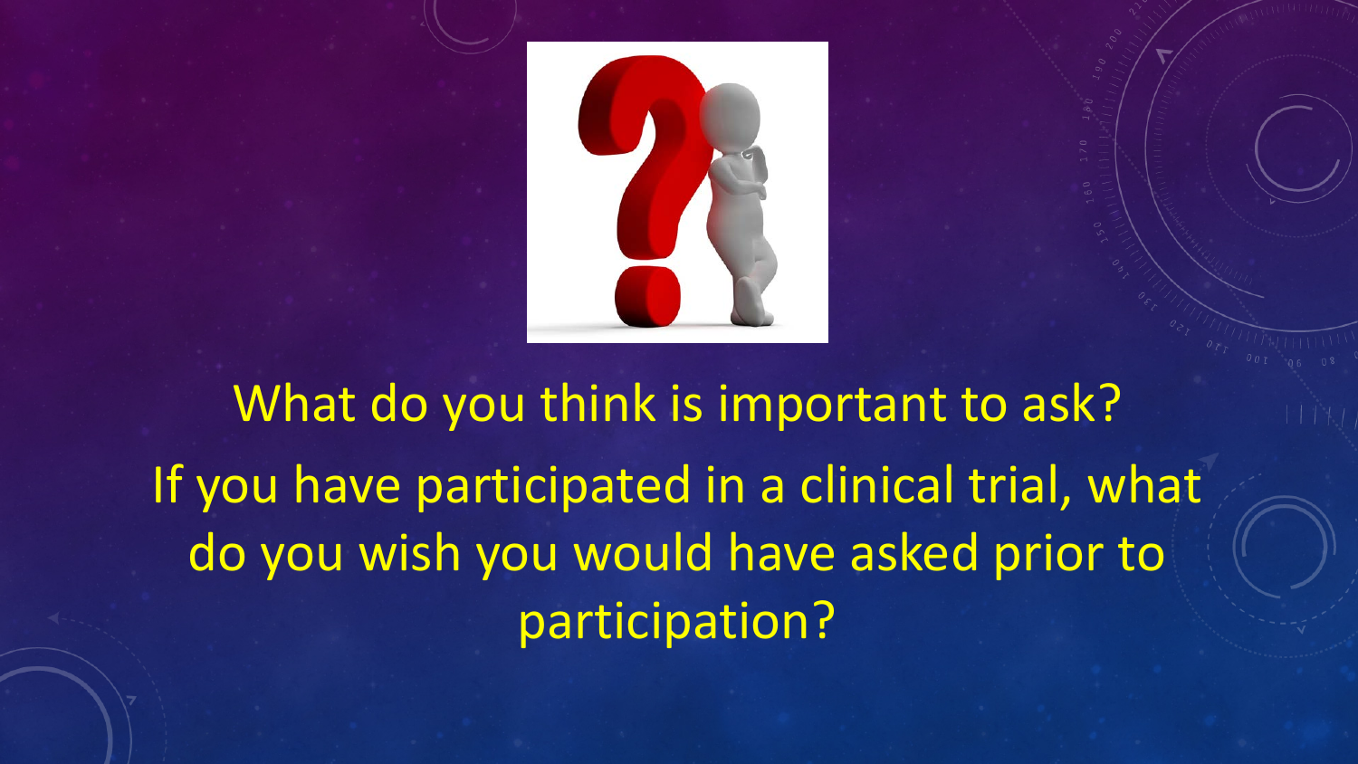What do you think is important to ask?

If you have participated in a clinical trial, what do you wish you would have asked prior to participation?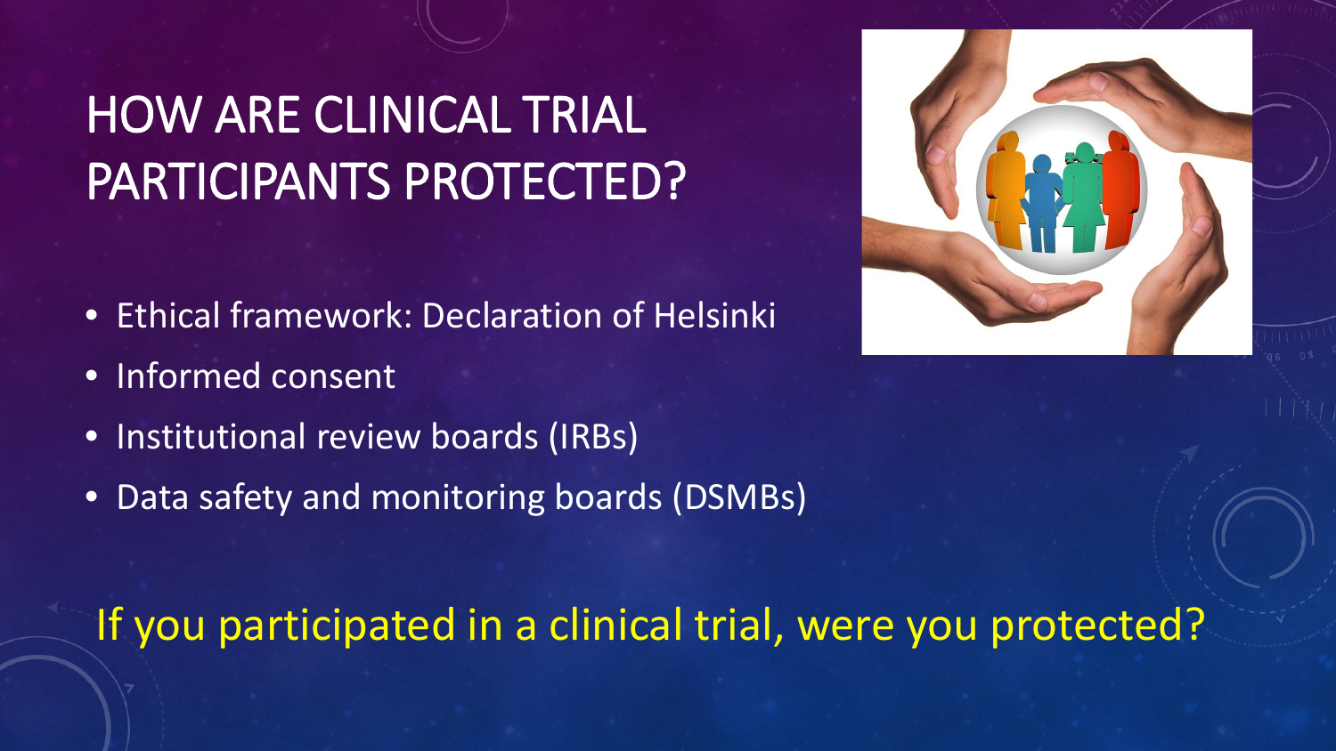# HOW ARE CLINICAL TRIAL PARTICIPANTS PROTECTED?

- Ethical framework: Declaration of Helsinki
- Informed consent
- Institutional review boards (IRBs)
- Data safety and monitoring boards (DSMBs)

If you participated in a clinical trial, were you protected?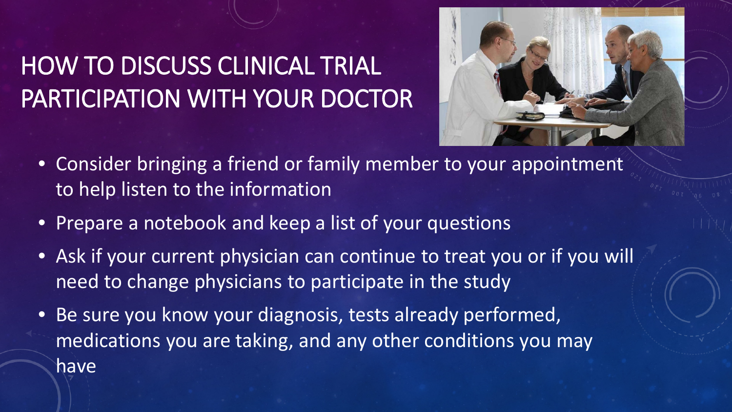# HOW TO DISCUSS CLINICAL TRIAL PARTICIPATION WITH YOUR DOCTOR

- Consider bringing a friend or family member to your appointment to help listen to the information
- Prepare a notebook and keep a list of your questions
- Ask if your current physician can continue to treat you or if you will need to change physicians to participate in the study
- Be sure you know your diagnosis, tests already performed, medications you are taking, and any other conditions you may have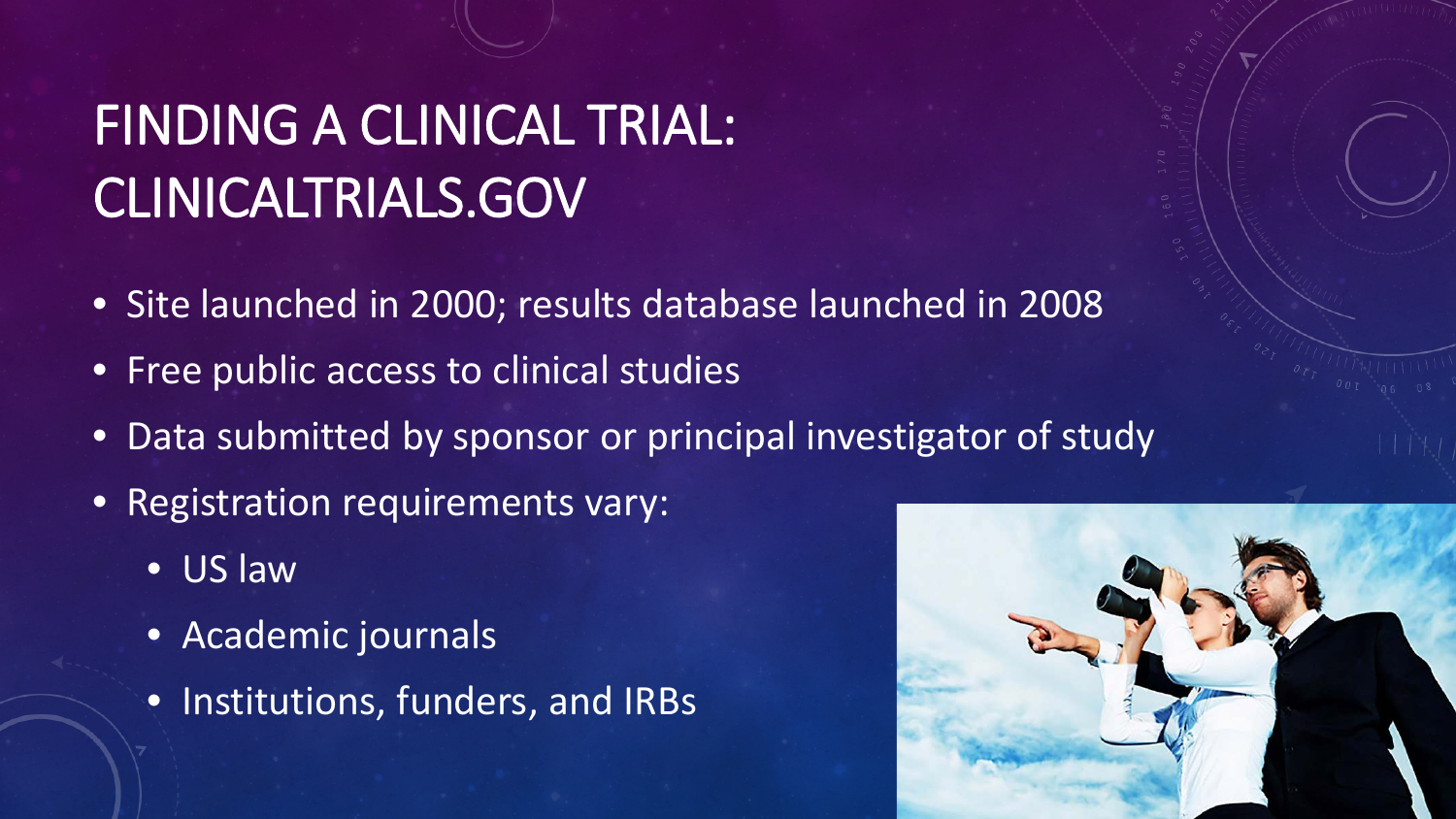# FINDING A CLINICAL TRIAL: CLINICALTRIALS.GOV

- Site launched in 2000; results database launched in 2008
- Free public access to clinical studies
- Data submitted by sponsor or principal investigator of study
- Registration requirements vary:
  - US law
  - Academic journals
  - Institutions, funders, and IRBs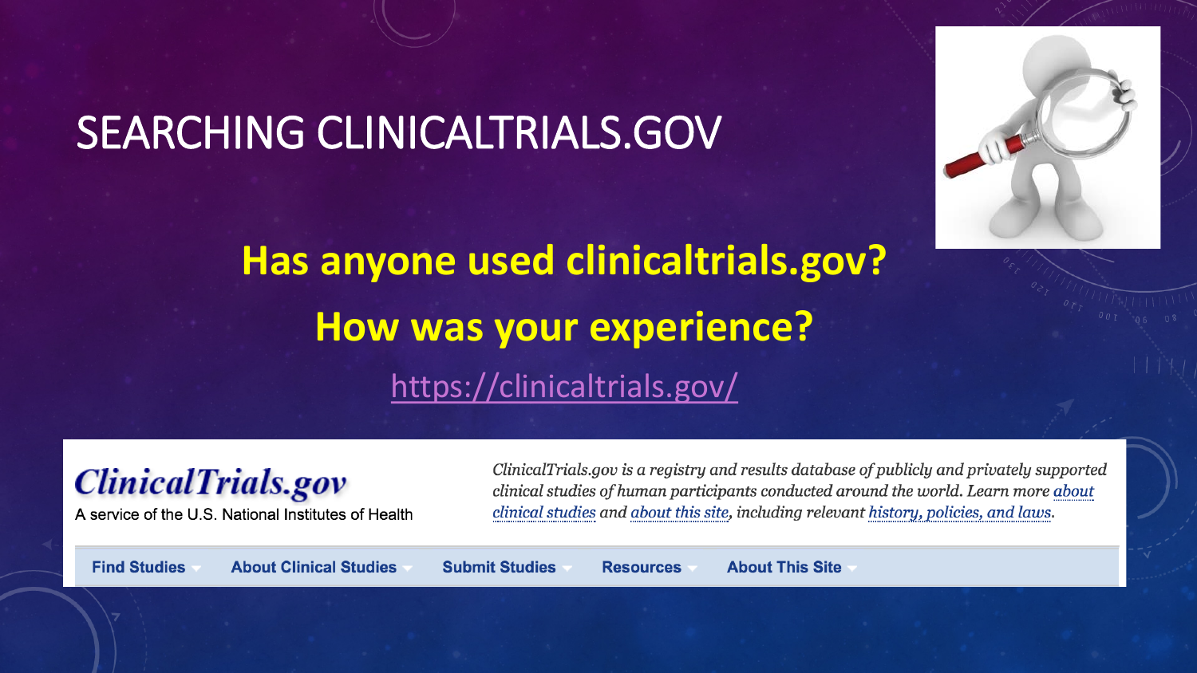# SEARCHING CLINICALTRIALS.GOV

**Has anyone used clinicaltrials.gov?**

**How was your experience?**

https://clinicaltrials.gov/

*ClinicalTrials.gov*

A service of the U.S. National Institutes of Health

*ClinicalTrials.gov is a registry and results database of publicly and privately supported clinical studies of human participants conducted around the world. Learn more about clinical studies and about this site, including relevant history, policies, and laws.*

Find Studies | About Clinical Studies | Submit Studies | Resources | About This Site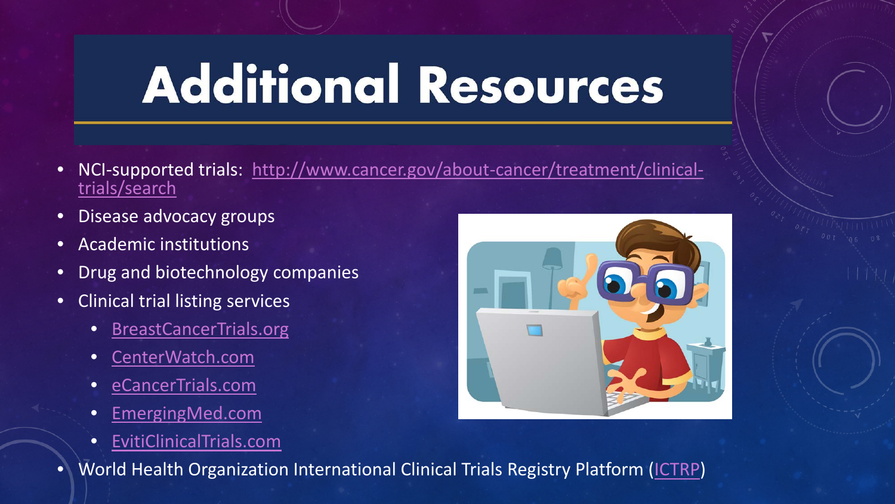# Additional Resources

- NCI-supported trials: http://www.cancer.gov/about-cancer/treatment/clinical-trials/search
- Disease advocacy groups
- Academic institutions
- Drug and biotechnology companies
- Clinical trial listing services
  - BreastCancerTrials.org
  - CenterWatch.com
  - eCancerTrials.com
  - EmergingMed.com
  - EvitiClinicalTrials.com
- World Health Organization International Clinical Trials Registry Platform (ICTRP)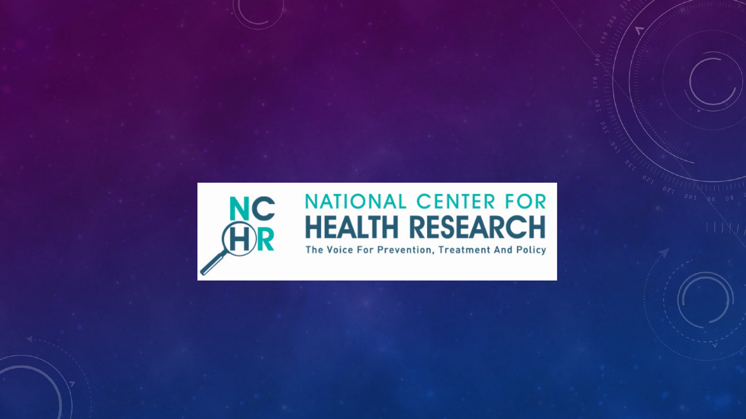NCHR

NATIONAL CENTER FOR HEALTH RESEARCH

The Voice For Prevention, Treatment And Policy